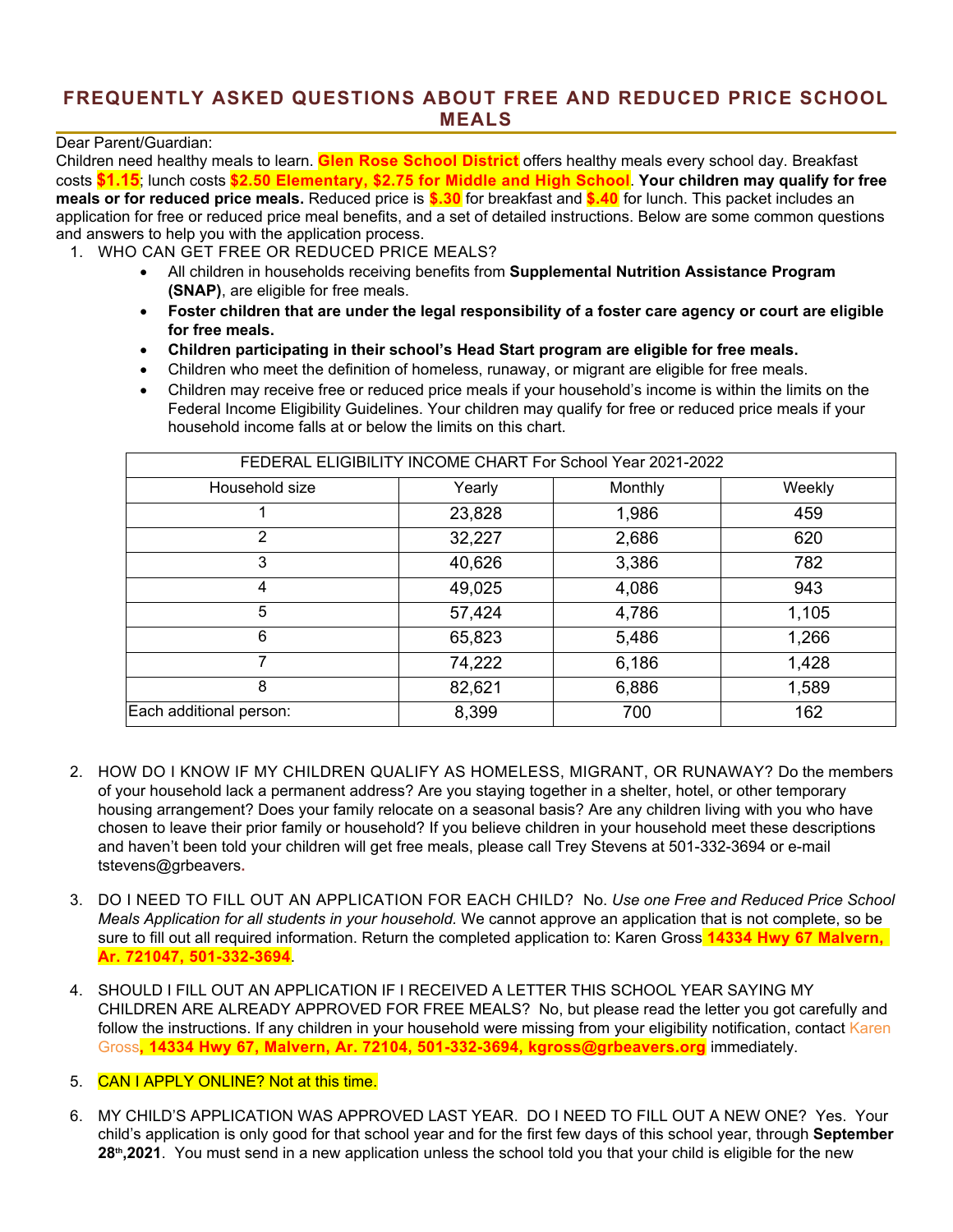# FREQUENTLY ASKED QUESTIONS ABOUT FREE AND REDUCED PRICE SCHOOL MEALS

Dear Parent/Guardian:

Children need healthy meals to learn. **Glen Rose School District** offers healthy meals every school day. Breakfast costs **$1.15**; lunch costs **$2.50 Elementary, $2.75 for Middle and High School**. **Your children may qualify for free meals or for reduced price meals.** Reduced price is **$.30** for breakfast and **$.40** for lunch. This packet includes an application for free or reduced price meal benefits, and a set of detailed instructions. Below are some common questions and answers to help you with the application process.

1. WHO CAN GET FREE OR REDUCED PRICE MEALS?
   - All children in households receiving benefits from **Supplemental Nutrition Assistance Program (SNAP)**, are eligible for free meals.
   - **Foster children that are under the legal responsibility of a foster care agency or court are eligible for free meals.**
   - **Children participating in their school's Head Start program are eligible for free meals.**
   - Children who meet the definition of homeless, runaway, or migrant are eligible for free meals.
   - Children may receive free or reduced price meals if your household's income is within the limits on the Federal Income Eligibility Guidelines. Your children may qualify for free or reduced price meals if your household income falls at or below the limits on this chart.

| FEDERAL ELIGIBILITY INCOME CHART For School Year 2021-2022 | | | |
|---|---|---|---|
| Household size | Yearly | Monthly | Weekly |
| 1 | 23,828 | 1,986 | 459 |
| 2 | 32,227 | 2,686 | 620 |
| 3 | 40,626 | 3,386 | 782 |
| 4 | 49,025 | 4,086 | 943 |
| 5 | 57,424 | 4,786 | 1,105 |
| 6 | 65,823 | 5,486 | 1,266 |
| 7 | 74,222 | 6,186 | 1,428 |
| 8 | 82,621 | 6,886 | 1,589 |
| Each additional person: | 8,399 | 700 | 162 |

2. HOW DO I KNOW IF MY CHILDREN QUALIFY AS HOMELESS, MIGRANT, OR RUNAWAY? Do the members of your household lack a permanent address? Are you staying together in a shelter, hotel, or other temporary housing arrangement? Does your family relocate on a seasonal basis? Are any children living with you who have chosen to leave their prior family or household? If you believe children in your household meet these descriptions and haven't been told your children will get free meals, please call Trey Stevens at 501-332-3694 or e-mail tstevens@grbeavers.

3. DO I NEED TO FILL OUT AN APPLICATION FOR EACH CHILD? No. *Use one Free and Reduced Price School Meals Application for all students in your household.* We cannot approve an application that is not complete, so be sure to fill out all required information. Return the completed application to: Karen Gross **14334 Hwy 67 Malvern, Ar. 721047, 501-332-3694**.

4. SHOULD I FILL OUT AN APPLICATION IF I RECEIVED A LETTER THIS SCHOOL YEAR SAYING MY CHILDREN ARE ALREADY APPROVED FOR FREE MEALS? No, but please read the letter you got carefully and follow the instructions. If any children in your household were missing from your eligibility notification, contact Karen Gross**, 14334 Hwy 67, Malvern, Ar. 72104, 501-332-3694, kgross@grbeavers.org** immediately.

5. CAN I APPLY ONLINE? Not at this time.

6. MY CHILD'S APPLICATION WAS APPROVED LAST YEAR. DO I NEED TO FILL OUT A NEW ONE? Yes. Your child's application is only good for that school year and for the first few days of this school year, through **September 28th,2021**. You must send in a new application unless the school told you that your child is eligible for the new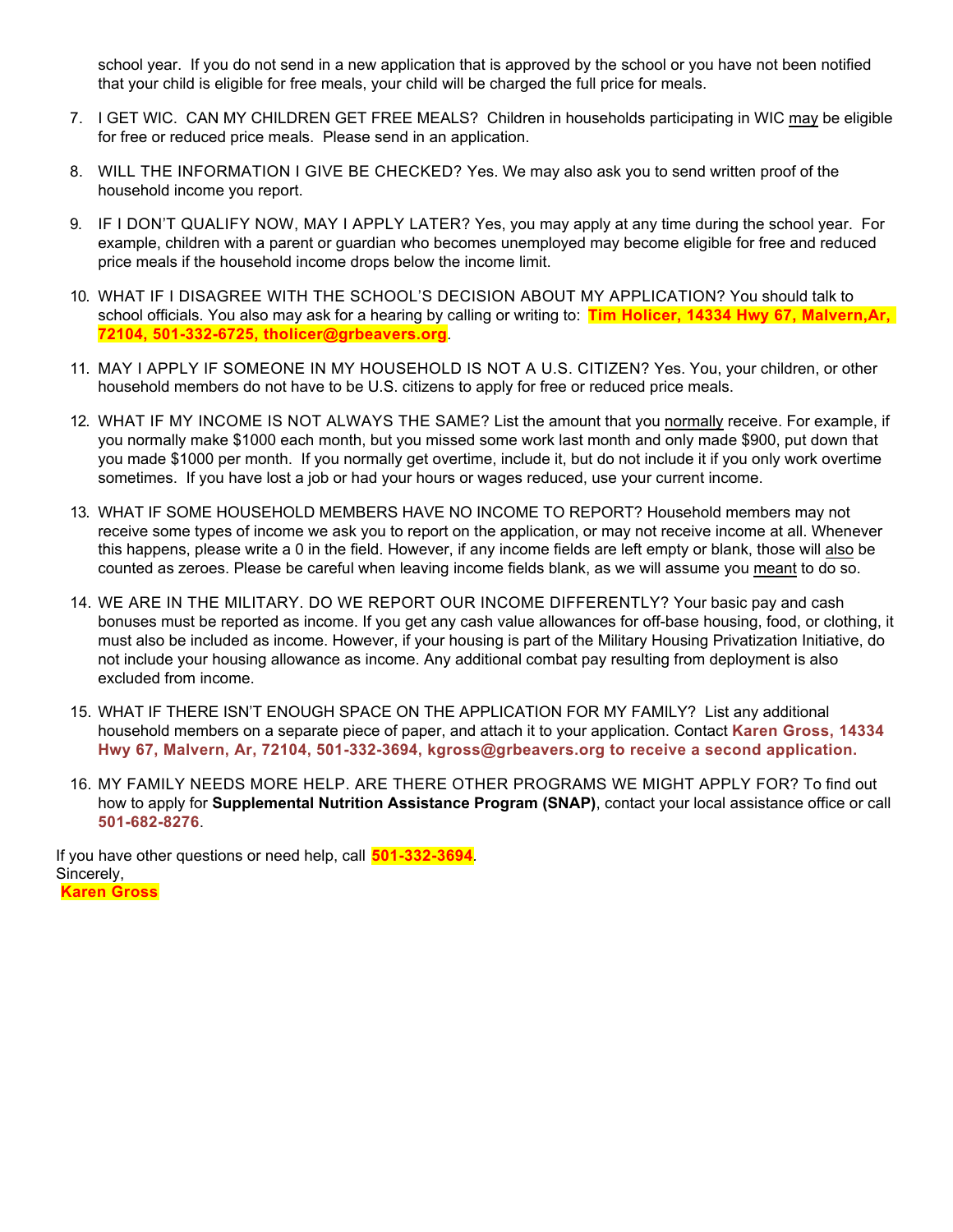school year. If you do not send in a new application that is approved by the school or you have not been notified that your child is eligible for free meals, your child will be charged the full price for meals.

7. I GET WIC. CAN MY CHILDREN GET FREE MEALS? Children in households participating in WIC may be eligible for free or reduced price meals. Please send in an application.

8. WILL THE INFORMATION I GIVE BE CHECKED? Yes. We may also ask you to send written proof of the household income you report.

9. IF I DON'T QUALIFY NOW, MAY I APPLY LATER? Yes, you may apply at any time during the school year. For example, children with a parent or guardian who becomes unemployed may become eligible for free and reduced price meals if the household income drops below the income limit.

10. WHAT IF I DISAGREE WITH THE SCHOOL'S DECISION ABOUT MY APPLICATION? You should talk to school officials. You also may ask for a hearing by calling or writing to: **Tim Holicer, 14334 Hwy 67, Malvern,Ar, 72104, 501-332-6725, tholicer@grbeavers.org**.

11. MAY I APPLY IF SOMEONE IN MY HOUSEHOLD IS NOT A U.S. CITIZEN? Yes. You, your children, or other household members do not have to be U.S. citizens to apply for free or reduced price meals.

12. WHAT IF MY INCOME IS NOT ALWAYS THE SAME? List the amount that you normally receive. For example, if you normally make $1000 each month, but you missed some work last month and only made $900, put down that you made $1000 per month. If you normally get overtime, include it, but do not include it if you only work overtime sometimes. If you have lost a job or had your hours or wages reduced, use your current income.

13. WHAT IF SOME HOUSEHOLD MEMBERS HAVE NO INCOME TO REPORT? Household members may not receive some types of income we ask you to report on the application, or may not receive income at all. Whenever this happens, please write a 0 in the field. However, if any income fields are left empty or blank, those will also be counted as zeroes. Please be careful when leaving income fields blank, as we will assume you meant to do so.

14. WE ARE IN THE MILITARY. DO WE REPORT OUR INCOME DIFFERENTLY? Your basic pay and cash bonuses must be reported as income. If you get any cash value allowances for off-base housing, food, or clothing, it must also be included as income. However, if your housing is part of the Military Housing Privatization Initiative, do not include your housing allowance as income. Any additional combat pay resulting from deployment is also excluded from income.

15. WHAT IF THERE ISN'T ENOUGH SPACE ON THE APPLICATION FOR MY FAMILY? List any additional household members on a separate piece of paper, and attach it to your application. Contact **Karen Gross, 14334 Hwy 67, Malvern, Ar, 72104, 501-332-3694, kgross@grbeavers.org to receive a second application.**

16. MY FAMILY NEEDS MORE HELP. ARE THERE OTHER PROGRAMS WE MIGHT APPLY FOR? To find out how to apply for **Supplemental Nutrition Assistance Program (SNAP)**, contact your local assistance office or call **501-682-8276**.

If you have other questions or need help, call **501-332-3694**.
Sincerely,
**Karen Gross**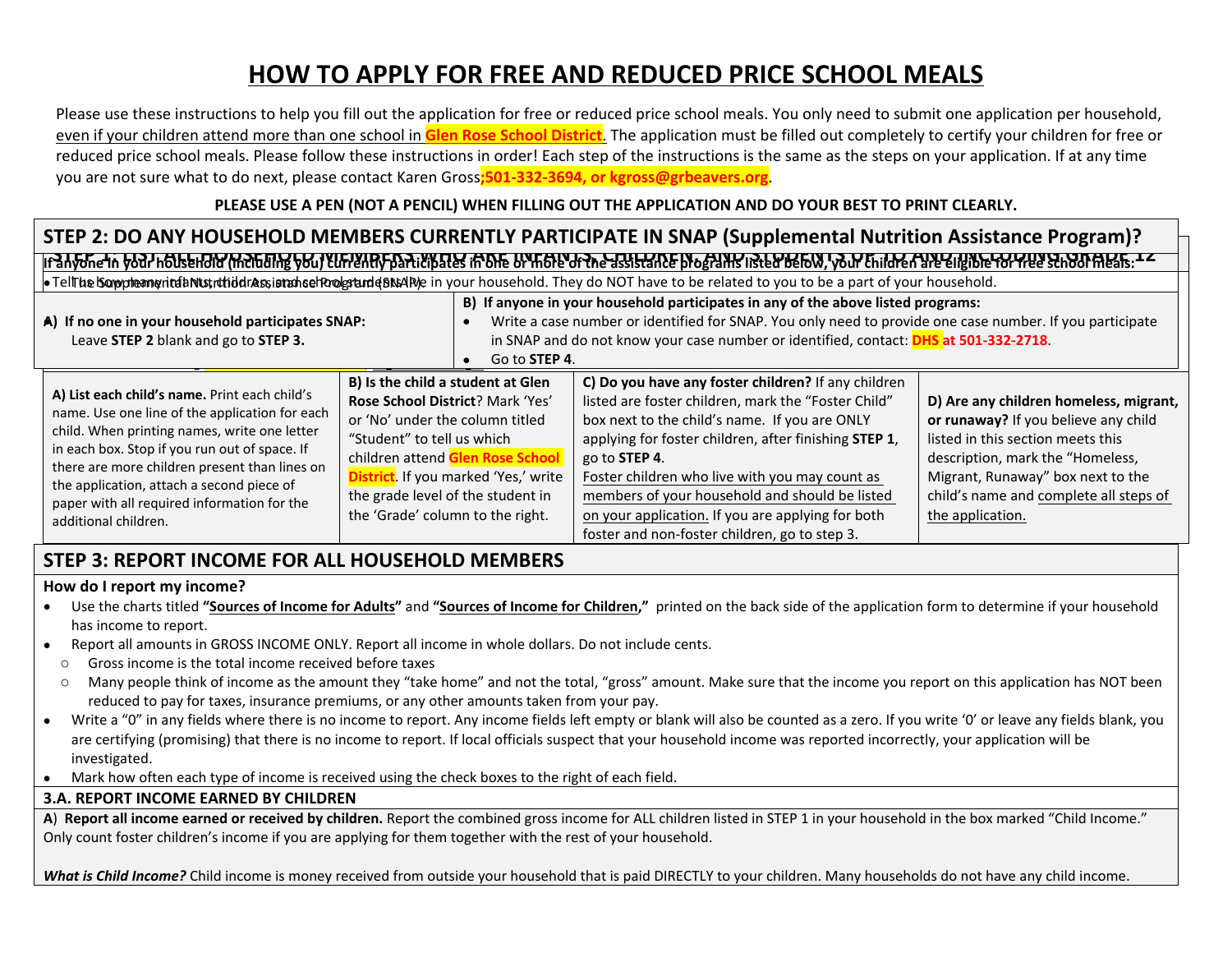# HOW TO APPLY FOR FREE AND REDUCED PRICE SCHOOL MEALS

Please use these instructions to help you fill out the application for free or reduced price school meals. You only need to submit one application per household, even if your children attend more than one school in **Glen Rose School District**. The application must be filled out completely to certify your children for free or reduced price school meals. Please follow these instructions in order! Each step of the instructions is the same as the steps on your application. If at any time you are not sure what to do next, please contact Karen Gross**;501-332-3694, or kgross@grbeavers.org**.

**PLEASE USE A PEN (NOT A PENCIL) WHEN FILLING OUT THE APPLICATION AND DO YOUR BEST TO PRINT CLEARLY.**

## STEP 2: DO ANY HOUSEHOLD MEMBERS CURRENTLY PARTICIPATE IN SNAP (Supplemental Nutrition Assistance Program)?

**If anyone in your household (including you) currently participates in one or more of the assistance programs listed below, your children are eligible for free school meals:**

- The Supplemental Nutrition Assistance Program (SNAP)

| **A) If no one in your household participates SNAP:** Leave **STEP 2** blank and go to **STEP 3.** | **B) If anyone in your household participates in any of the above listed programs:** • Write a case number or identified for SNAP. You only need to provide one case number. If you participate in SNAP and do not know your case number or identified, contact: **DHS at 501-332-2718**. • Go to **STEP 4**. |
|---|---|

## STEP 1: LIST ALL HOUSEHOLD MEMBERS WHO ARE INFANTS, CHILDREN, AND STUDENTS UP TO AND INCLUDING GRADE 12

- Tell us how many infants, children, and school students live in your household. They do NOT have to be related to you to be a part of your household.

| **A) List each child's name.** Print each child's name. Use one line of the application for each child. When printing names, write one letter in each box. Stop if you run out of space. If there are more children present than lines on the application, attach a second piece of paper with all required information for the additional children. | **B) Is the child a student at Glen Rose School District?** Mark 'Yes' or 'No' under the column titled "Student" to tell us which children attend **Glen Rose School District**. If you marked 'Yes,' write the grade level of the student in the 'Grade' column to the right. | **C) Do you have any foster children?** If any children listed are foster children, mark the "Foster Child" box next to the child's name. If you are ONLY applying for foster children, after finishing **STEP 1**, go to **STEP 4**. Foster children who live with you may count as members of your household and should be listed on your application. If you are applying for both foster and non-foster children, go to step 3. | **D) Are any children homeless, migrant, or runaway?** If you believe any child listed in this section meets this description, mark the "Homeless, Migrant, Runaway" box next to the child's name and complete all steps of the application. |
|---|---|---|---|

## STEP 3: REPORT INCOME FOR ALL HOUSEHOLD MEMBERS

**How do I report my income?**

- Use the charts titled **"Sources of Income for Adults"** and **"Sources of Income for Children,"** printed on the back side of the application form to determine if your household has income to report.
- Report all amounts in GROSS INCOME ONLY. Report all income in whole dollars. Do not include cents.
  - Gross income is the total income received before taxes
  - Many people think of income as the amount they "take home" and not the total, "gross" amount. Make sure that the income you report on this application has NOT been reduced to pay for taxes, insurance premiums, or any other amounts taken from your pay.
- Write a "0" in any fields where there is no income to report. Any income fields left empty or blank will also be counted as a zero. If you write '0' or leave any fields blank, you are certifying (promising) that there is no income to report. If local officials suspect that your household income was reported incorrectly, your application will be investigated.
- Mark how often each type of income is received using the check boxes to the right of each field.

### 3.A. REPORT INCOME EARNED BY CHILDREN

A) **Report all income earned or received by children.** Report the combined gross income for ALL children listed in STEP 1 in your household in the box marked "Child Income." Only count foster children's income if you are applying for them together with the rest of your household.

***What is Child Income?*** Child income is money received from outside your household that is paid DIRECTLY to your children. Many households do not have any child income.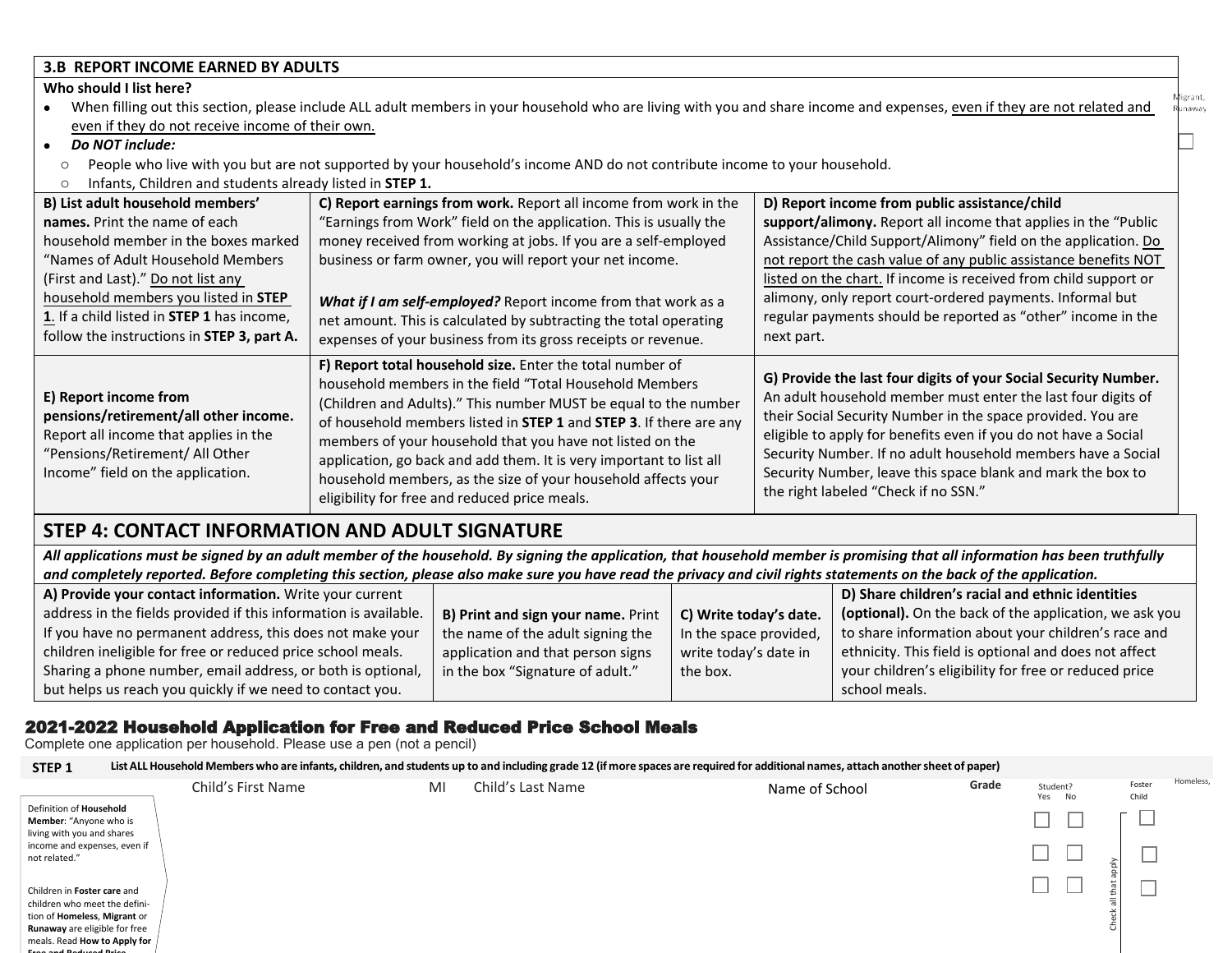### 3.B REPORT INCOME EARNED BY ADULTS

**Who should I list here?**

- When filling out this section, please include ALL adult members in your household who are living with you and share income and expenses, even if they are not related and even if they do not receive income of their own.
- ***Do NOT include:***
  - People who live with you but are not supported by your household's income AND do not contribute income to your household.
  - Infants, Children and students already listed in **STEP 1.**

| | | |
|---|---|---|
| **B) List adult household members' names.** Print the name of each household member in the boxes marked "Names of Adult Household Members (First and Last)." Do not list any household members you listed in **STEP 1**. If a child listed in **STEP 1** has income, follow the instructions in **STEP 3, part A.** | **C) Report earnings from work.** Report all income from work in the "Earnings from Work" field on the application. This is usually the money received from working at jobs. If you are a self-employed business or farm owner, you will report your net income.<br><br>***What if I am self-employed?*** Report income from that work as a net amount. This is calculated by subtracting the total operating expenses of your business from its gross receipts or revenue. | **D) Report income from public assistance/child support/alimony.** Report all income that applies in the "Public Assistance/Child Support/Alimony" field on the application. Do not report the cash value of any public assistance benefits NOT listed on the chart. If income is received from child support or alimony, only report court-ordered payments. Informal but regular payments should be reported as "other" income in the next part. |
| **E) Report income from pensions/retirement/all other income.** Report all income that applies in the "Pensions/Retirement/ All Other Income" field on the application. | **F) Report total household size.** Enter the total number of household members in the field "Total Household Members (Children and Adults)." This number MUST be equal to the number of household members listed in **STEP 1** and **STEP 3**. If there are any members of your household that you have not listed on the application, go back and add them. It is very important to list all household members, as the size of your household affects your eligibility for free and reduced price meals. | **G) Provide the last four digits of your Social Security Number.** An adult household member must enter the last four digits of their Social Security Number in the space provided. You are eligible to apply for benefits even if you do not have a Social Security Number. If no adult household members have a Social Security Number, leave this space blank and mark the box to the right labeled "Check if no SSN." |

## STEP 4: CONTACT INFORMATION AND ADULT SIGNATURE

***All applications must be signed by an adult member of the household. By signing the application, that household member is promising that all information has been truthfully and completely reported. Before completing this section, please also make sure you have read the privacy and civil rights statements on the back of the application.***

| | | | |
|---|---|---|---|
| **A) Provide your contact information.** Write your current address in the fields provided if this information is available. If you have no permanent address, this does not make your children ineligible for free or reduced price school meals. Sharing a phone number, email address, or both is optional, but helps us reach you quickly if we need to contact you. | **B) Print and sign your name.** Print the name of the adult signing the application and that person signs in the box "Signature of adult." | **C) Write today's date.** In the space provided, write today's date in the box. | **D) Share children's racial and ethnic identities (optional).** On the back of the application, we ask you to share information about your children's race and ethnicity. This field is optional and does not affect your children's eligibility for free or reduced price school meals. |

## 2021-2022 Household Application for Free and Reduced Price School Meals

Complete one application per household. Please use a pen (not a pencil)

**STEP 1** **List ALL Household Members who are infants, children, and students up to and including grade 12 (if more spaces are required for additional names, attach another sheet of paper)**

Definition of **Household Member**: "Anyone who is living with you and shares income and expenses, even if not related."

Children in **Foster care** and children who meet the definition of **Homeless**, **Migrant** or **Runaway** are eligible for free meals. Read **How to Apply for Free and Reduced Price**

| Child's First Name | MI | Child's Last Name | Name of School | Grade | Student? Yes | Student? No | Foster Child | Homeless, Migrant, Runaway |
|---|---|---|---|---|---|---|---|---|
| | | | | | ☐ | ☐ | ☐ | ☐ |
| | | | | | ☐ | ☐ | ☐ | |
| | | | | | ☐ | ☐ | ☐ | |

Check all that apply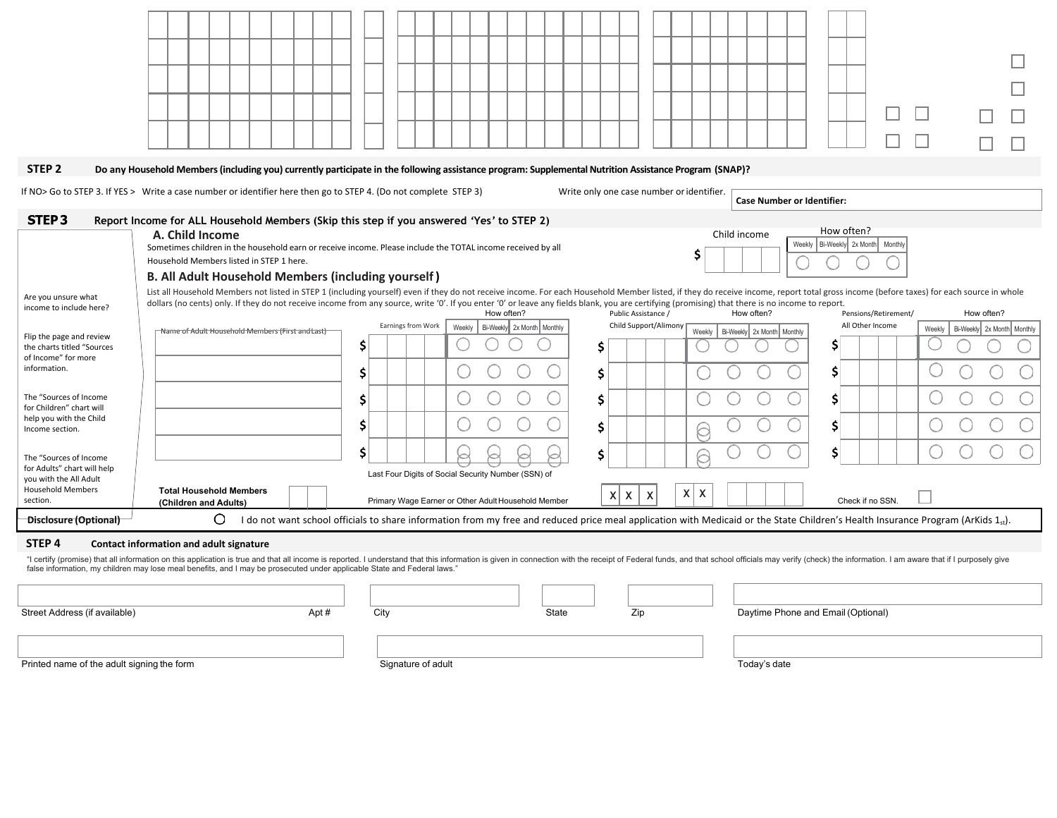## STEP 2 Do any Household Members (including you) currently participate in the following assistance program: Supplemental Nutrition Assistance Program (SNAP)?

If NO> Go to STEP 3. If YES > Write a case number or identifier here then go to STEP 4. (Do not complete STEP 3)

Write only one case number or identifier.

**Case Number or Identifier:**

## STEP 3 Report Income for ALL Household Members (Skip this step if you answered 'Yes' to STEP 2)

Are you unsure what income to include here?

Flip the page and review the charts titled "Sources of Income" for more information.

The "Sources of Income for Children" chart will help you with the Child Income section.

The "Sources of Income for Adults" chart will help you with the All Adult Household Members section.

### A. Child Income

Sometimes children in the household earn or receive income. Please include the TOTAL income received by all Household Members listed in STEP 1 here.

| Child income | How often? | | | |
|---|---|---|---|---|
| | Weekly | Bi-Weekly | 2x Month | Monthly |
| $ | ○ | ○ | ○ | ○ |

### B. All Adult Household Members (including yourself)

List all Household Members not listed in STEP 1 (including yourself) even if they do not receive income. For each Household Member listed, if they do receive income, report total gross income (before taxes) for each source in whole dollars (no cents) only. If they do not receive income from any source, write '0'. If you enter '0' or leave any fields blank, you are certifying (promising) that there is no income to report.

| Name of Adult Household Members (First and Last) | Earnings from Work | How often? | | | | Public Assistance / Child Support/Alimony | How often? | | | | Pensions/Retirement/ All Other Income | How often? | | | |
|---|---|---|---|---|---|---|---|---|---|---|---|---|---|---|---|
| | | Weekly | Bi-Weekly | 2x Month | Monthly | | Weekly | Bi-Weekly | 2x Month | Monthly | | Weekly | Bi-Weekly | 2x Month | Monthly |
| | $ | ○ | ○ | ○ | ○ | $ | ○ | ○ | ○ | ○ | $ | ○ | ○ | ○ | ○ |
| | $ | ○ | ○ | ○ | ○ | $ | ○ | ○ | ○ | ○ | $ | ○ | ○ | ○ | ○ |
| | $ | ○ | ○ | ○ | ○ | $ | ○ | ○ | ○ | ○ | $ | ○ | ○ | ○ | ○ |
| | $ | ○ | ○ | ○ | ○ | $ | ○ | ○ | ○ | ○ | $ | ○ | ○ | ○ | ○ |
| | $ | ○ | ○ | ○ | ○ | $ | ○ | ○ | ○ | ○ | $ | ○ | ○ | ○ | ○ |

**Total Household Members (Children and Adults)** ☐☐

Last Four Digits of Social Security Number (SSN) of Primary Wage Earner or Other Adult Household Member X X X – X X – ☐☐☐☐

Check if no SSN. ☐

**Disclosure (Optional)** ○ I do not want school officials to share information from my free and reduced price meal application with Medicaid or the State Children's Health Insurance Program (ArKids 1st).

## STEP 4 Contact information and adult signature

"I certify (promise) that all information on this application is true and that all income is reported. I understand that this information is given in connection with the receipt of Federal funds, and that school officials may verify (check) the information. I am aware that if I purposely give false information, my children may lose meal benefits, and I may be prosecuted under applicable State and Federal laws."

| Street Address (if available) | Apt # | City | State | Zip | Daytime Phone and Email (Optional) |
|---|---|---|---|---|---|
| | | | | | |

| Printed name of the adult signing the form | Signature of adult | Today's date |
|---|---|---|
| | | |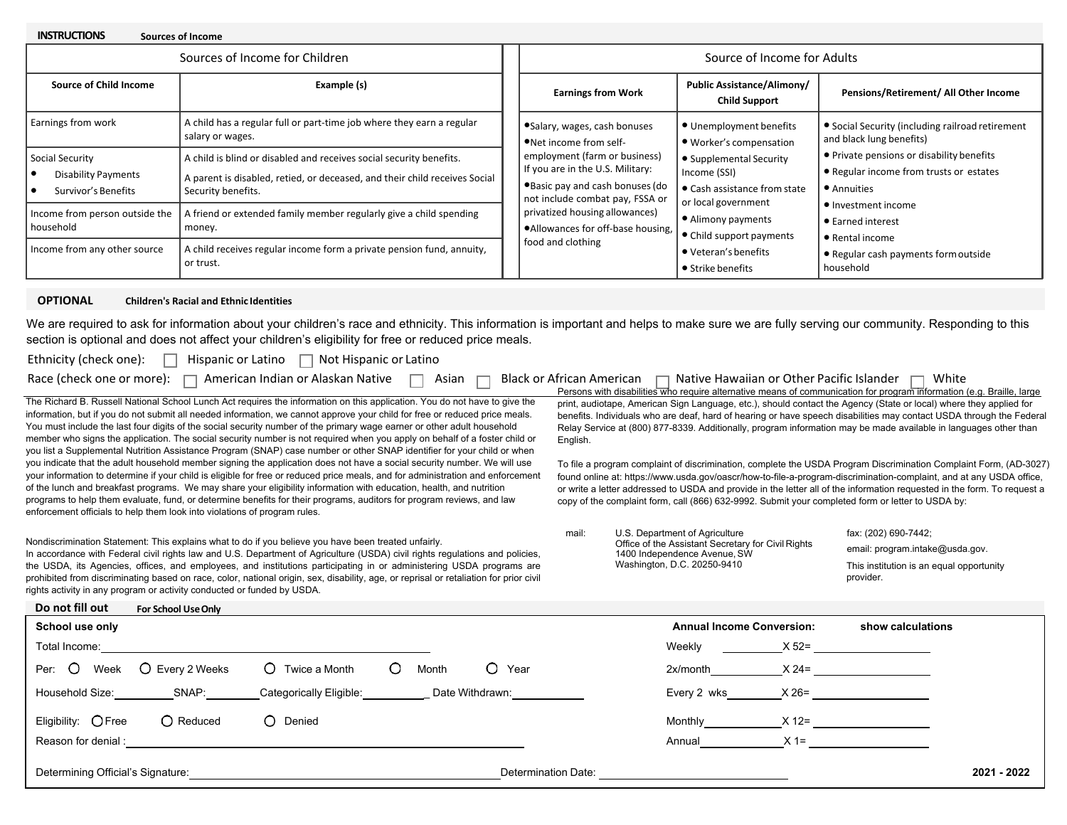**INSTRUCTIONS** Sources of Income

| Sources of Income for Children | |
|---|---|
| **Source of Child Income** | **Example (s)** |
| Earnings from work | A child has a regular full or part-time job where they earn a regular salary or wages. |
| Social Security<br>• Disability Payments<br>• Survivor's Benefits | A child is blind or disabled and receives social security benefits.<br>A parent is disabled, retied, or deceased, and their child receives Social Security benefits. |
| Income from person outside the household | A friend or extended family member regularly give a child spending money. |
| Income from any other source | A child receives regular income form a private pension fund, annuity, or trust. |

| Source of Income for Adults | | |
|---|---|---|
| **Earnings from Work** | **Public Assistance/Alimony/ Child Support** | **Pensions/Retirement/ All Other Income** |
| • Salary, wages, cash bonuses<br>• Net income from self-employment (farm or business)<br>If you are in the U.S. Military:<br>• Basic pay and cash bonuses (do not include combat pay, FSSA or privatized housing allowances)<br>• Allowances for off-base housing, food and clothing | • Unemployment benefits<br>• Worker's compensation<br>• Supplemental Security Income (SSI)<br>• Cash assistance from state or local government<br>• Alimony payments<br>• Child support payments<br>• Veteran's benefits<br>• Strike benefits | • Social Security (including railroad retirement and black lung benefits)<br>• Private pensions or disability benefits<br>• Regular income from trusts or estates<br>• Annuities<br>• Investment income<br>• Earned interest<br>• Rental income<br>• Regular cash payments form outside household |

**OPTIONAL** Children's Racial and Ethnic Identities

We are required to ask for information about your children's race and ethnicity. This information is important and helps to make sure we are fully serving our community. Responding to this section is optional and does not affect your children's eligibility for free or reduced price meals.

Ethnicity (check one): ☐ Hispanic or Latino ☐ Not Hispanic or Latino

Race (check one or more): ☐ American Indian or Alaskan Native ☐ Asian ☐ Black or African American ☐ Native Hawaiian or Other Pacific Islander ☐ White

The Richard B. Russell National School Lunch Act requires the information on this application. You do not have to give the information, but if you do not submit all needed information, we cannot approve your child for free or reduced price meals. You must include the last four digits of the social security number of the primary wage earner or other adult household member who signs the application. The social security number is not required when you apply on behalf of a foster child or you list a Supplemental Nutrition Assistance Program (SNAP) case number or other SNAP identifier for your child or when you indicate that the adult household member signing the application does not have a social security number. We will use your information to determine if your child is eligible for free or reduced price meals, and for administration and enforcement of the lunch and breakfast programs. We may share your eligibility information with education, health, and nutrition programs to help them evaluate, fund, or determine benefits for their programs, auditors for program reviews, and law enforcement officials to help them look into violations of program rules.

Nondiscrimination Statement: This explains what to do if you believe you have been treated unfairly.
In accordance with Federal civil rights law and U.S. Department of Agriculture (USDA) civil rights regulations and policies, the USDA, its Agencies, offices, and employees, and institutions participating in or administering USDA programs are prohibited from discriminating based on race, color, national origin, sex, disability, age, or reprisal or retaliation for prior civil rights activity in any program or activity conducted or funded by USDA.

Persons with disabilities who require alternative means of communication for program information (e.g. Braille, large print, audiotape, American Sign Language, etc.), should contact the Agency (State or local) where they applied for benefits. Individuals who are deaf, hard of hearing or have speech disabilities may contact USDA through the Federal Relay Service at (800) 877-8339. Additionally, program information may be made available in languages other than English.

To file a program complaint of discrimination, complete the USDA Program Discrimination Complaint Form, (AD-3027) found online at: https://www.usda.gov/oascr/how-to-file-a-program-discrimination-complaint, and at any USDA office, or write a letter addressed to USDA and provide in the letter all of the information requested in the form. To request a copy of the complaint form, call (866) 632-9992. Submit your completed form or letter to USDA by:

mail: U.S. Department of Agriculture
Office of the Assistant Secretary for Civil Rights
1400 Independence Avenue, SW
Washington, D.C. 20250-9410

fax: (202) 690-7442;

email: program.intake@usda.gov.

This institution is an equal opportunity provider.

**Do not fill out** For School Use Only

**School use only**

Total Income: ____________________

Per: ○ Week ○ Every 2 Weeks ○ Twice a Month ○ Month ○ Year

Household Size: ________ SNAP: ________ Categorically Eligible: ________ Date Withdrawn: ________

Eligibility: ○ Free ○ Reduced ○ Denied

Reason for denial : ____________________

Determining Official's Signature: ____________________ Determination Date: ____________________

**Annual Income Conversion:** **show calculations**

Weekly ________ X 52= ________

2x/month ________ X 24= ________

Every 2 wks ________ X 26= ________

Monthly ________ X 12= ________

Annual ________ X 1= ________

**2021 - 2022**